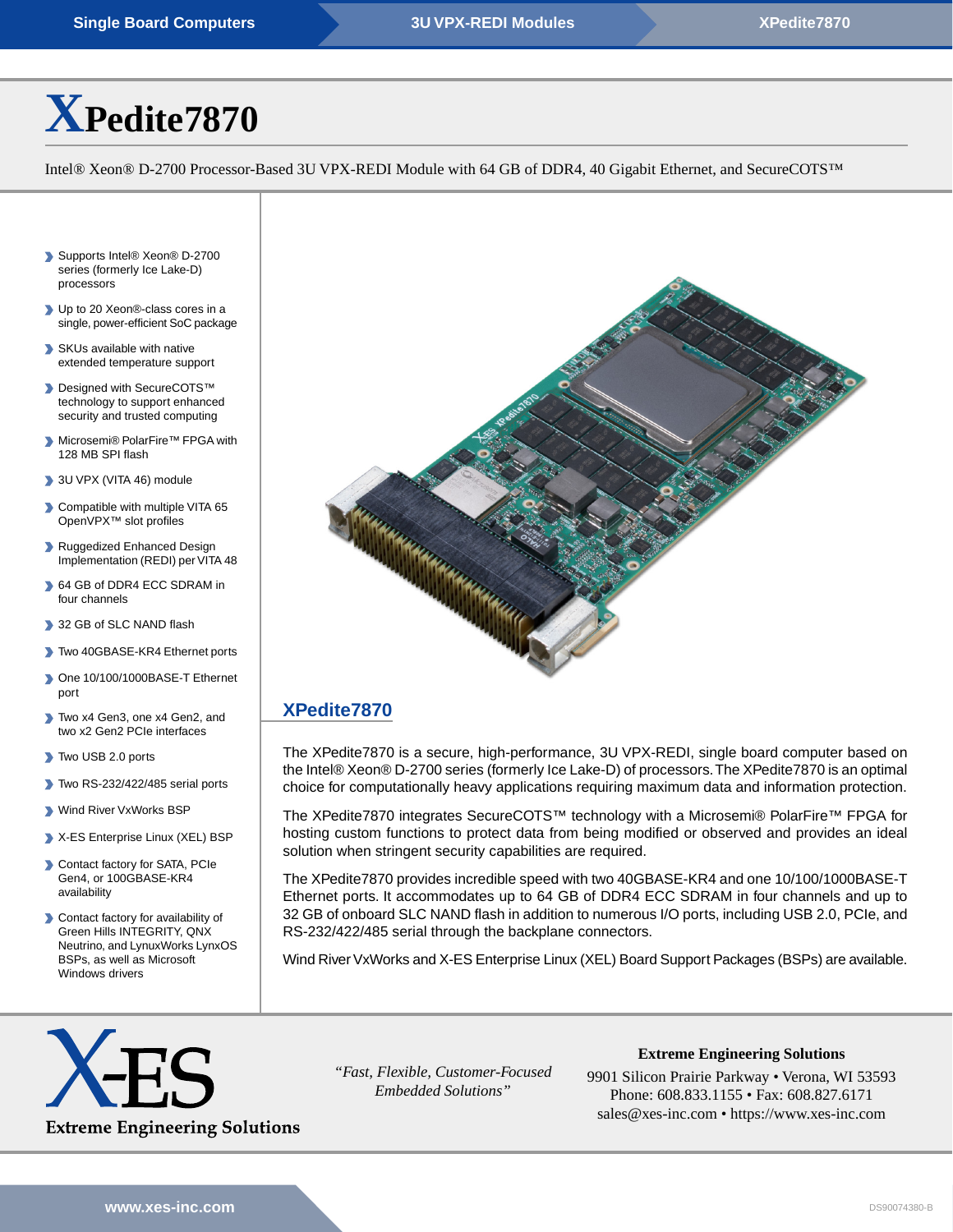# XPedite7870

Intel® Xeon® D-2700 Processor-Based 3U VPX-REDI Module with 64 GB of DDR4, 40 Gigabit Ethernet, and SecureCOTS™

- Supports Intel® Xeon® D-2700 series (formerly Ice Lake-D) processors
- Up to 20 Xeon®-class cores in a single, power-efficient SoC package
- SKUs available with native extended temperature support
- Designed with SecureCOTS™ technology to support enhanced security and trusted computing
- Microsemi® PolarFire™ FPGA with 128 MB SPI flash
- 3U VPX (VITA 46) module
- Compatible with multiple VITA 65 OpenVPX™ slot profiles
- Ruggedized Enhanced Design Implementation (REDI) per VITA 48
- 64 GB of DDR4 ECC SDRAM in four channels
- 32 GB of SLC NAND flash
- Two 40GBASE-KR4 Ethernet ports
- One 10/100/1000BASE-T Ethernet port
- Two x4 Gen3, one x4 Gen2, and two x2 Gen2 PCIe interfaces
- Two USB 2.0 ports
- Two RS-232/422/485 serial ports
- Wind River VxWorks BSP
- X-ES Enterprise Linux (XEL) BSP
- Contact factory for SATA, PCIe Gen4, or 100GBASE-KR4 availability
- Contact factory for availability of Green Hills INTEGRITY, QNX Neutrino, and LynxWorks LynxOS BSPs, as well as Microsoft Windows drivers

## XPedite7870

The XPedite7870 is a secure, high-performance, 3U VPX-REDI, single board computer based on the Intel® Xeon® D-2700 series (formerly Ice Lake-D) of processors. The XPedite7870 is an optimal choice for computationally heavy applications requiring maximum data and information protection.

The XPedite7870 integrates SecureCOTS™ technology with a Microsemi® PolarFire™ FPGA for hosting custom functions to protect data from being modified or observed and provides an ideal solution when stringent security capabilities are required.

The XPedite7870 provides incredible speed with two 40GBASE-KR4 and one 10/100/1000BASE-T Ethernet ports. It accommodates up to 64 GB of DDR4 ECC SDRAM in four channels and up to 32 GB of onboard SLC NAND flash in addition to numerous I/O ports, including USB 2.0, PCIe, and RS-232/422/485 serial through the backplane connectors.

Wind River VxWorks and X-ES Enterprise Linux (XEL) Board Support Packages (BSPs) are available.

X-ES
Extreme Engineering Solutions

*"Fast, Flexible, Customer-Focused Embedded Solutions"*

**Extreme Engineering Solutions**
9901 Silicon Prairie Parkway • Verona, WI 53593
Phone: 608.833.1155 • Fax: 608.827.6171
sales@xes-inc.com • https://www.xes-inc.com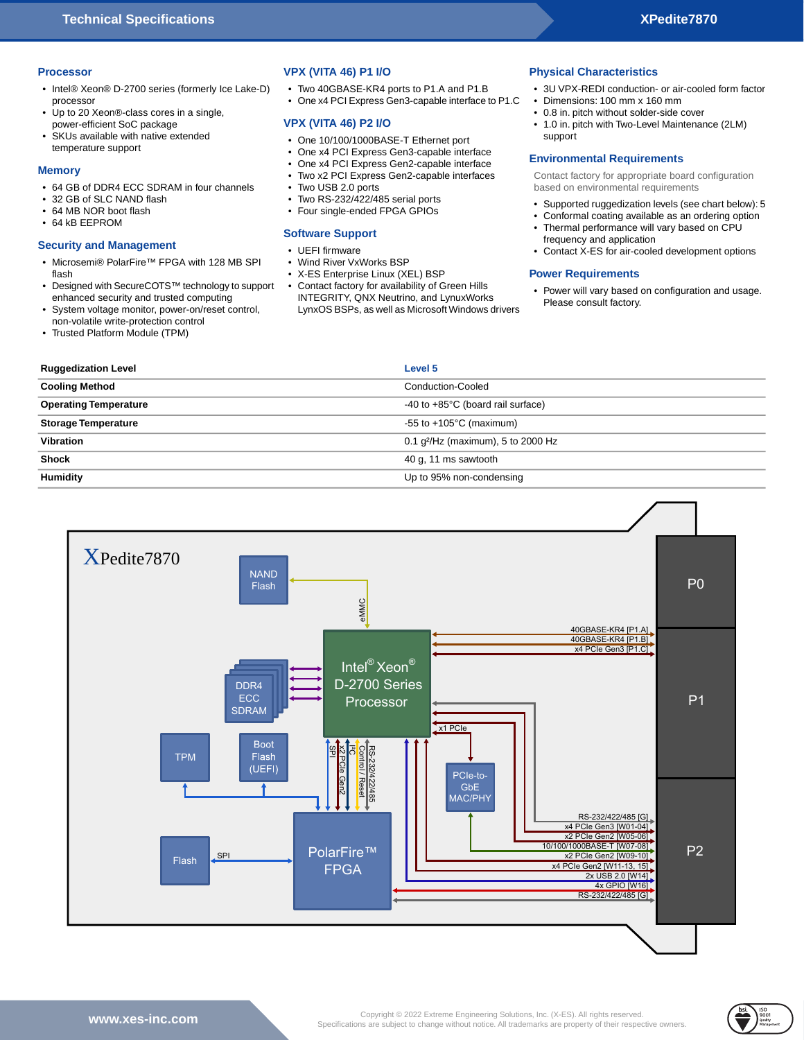# Technical Specifications

## XPedite7870

### Processor

- Intel® Xeon® D-2700 series (formerly Ice Lake-D) processor
- Up to 20 Xeon®-class cores in a single, power-efficient SoC package
- SKUs available with native extended temperature support

### Memory

- 64 GB of DDR4 ECC SDRAM in four channels
- 32 GB of SLC NAND flash
- 64 MB NOR boot flash
- 64 kB EEPROM

### Security and Management

- Microsemi® PolarFire™ FPGA with 128 MB SPI flash
- Designed with SecureCOTS™ technology to support enhanced security and trusted computing
- System voltage monitor, power-on/reset control, non-volatile write-protection control
- Trusted Platform Module (TPM)

### VPX (VITA 46) P1 I/O

- Two 40GBASE-KR4 ports to P1.A and P1.B
- One x4 PCI Express Gen3-capable interface to P1.C

### VPX (VITA 46) P2 I/O

- One 10/100/1000BASE-T Ethernet port
- One x4 PCI Express Gen3-capable interface
- One x4 PCI Express Gen2-capable interface
- Two x2 PCI Express Gen2-capable interfaces
- Two USB 2.0 ports
- Two RS-232/422/485 serial ports
- Four single-ended FPGA GPIOs

### Software Support

- UEFI firmware
- Wind River VxWorks BSP
- X-ES Enterprise Linux (XEL) BSP
- Contact factory for availability of Green Hills INTEGRITY, QNX Neutrino, and LynxWorks LynxOS BSPs, as well as Microsoft Windows drivers

### Physical Characteristics

- 3U VPX-REDI conduction- or air-cooled form factor
- Dimensions: 100 mm x 160 mm
- 0.8 in. pitch without solder-side cover
- 1.0 in. pitch with Two-Level Maintenance (2LM) support

### Environmental Requirements

Contact factory for appropriate board configuration based on environmental requirements

- Supported ruggedization levels (see chart below): 5
- Conformal coating available as an ordering option
- Thermal performance will vary based on CPU frequency and application
- Contact X-ES for air-cooled development options

### Power Requirements

- Power will vary based on configuration and usage. Please consult factory.

| Ruggedization Level | Level 5 |
|---|---|
| Cooling Method | Conduction-Cooled |
| Operating Temperature | -40 to +85°C (board rail surface) |
| Storage Temperature | -55 to +105°C (maximum) |
| Vibration | 0.1 g²/Hz (maximum), 5 to 2000 Hz |
| Shock | 40 g, 11 ms sawtooth |
| Humidity | Up to 95% non-condensing |

XPedite7870
NAND Flash
eMMC
DDR4 ECC SDRAM
Intel® Xeon® D-2700 Series Processor
TPM
Boot Flash (UEFI)
SPI
x2 PCIe Gen2
I²C
Control / Reset
RS-232/422/485
x1 PCIe
PCIe-to-GbE MAC/PHY
Flash
SPI
PolarFire™ FPGA
40GBASE-KR4 [P1.A]
40GBASE-KR4 [P1.B]
x4 PCIe Gen3 [P1.C]
RS-232/422/485 [G]
x4 PCIe Gen3 [W01-04]
x2 PCIe Gen2 [W05-06]
10/100/1000BASE-T [W07-08]
x2 PCIe Gen2 [W09-10]
x4 PCIe Gen2 [W11-13, 15]
2x USB 2.0 [W14]
4x GPIO [W16]
RS-232/422/485 [G]
P0
P1
P2

www.xes-inc.com

Copyright © 2022 Extreme Engineering Solutions, Inc. (X-ES). All rights reserved.
Specifications are subject to change without notice. All trademarks are property of their respective owners.